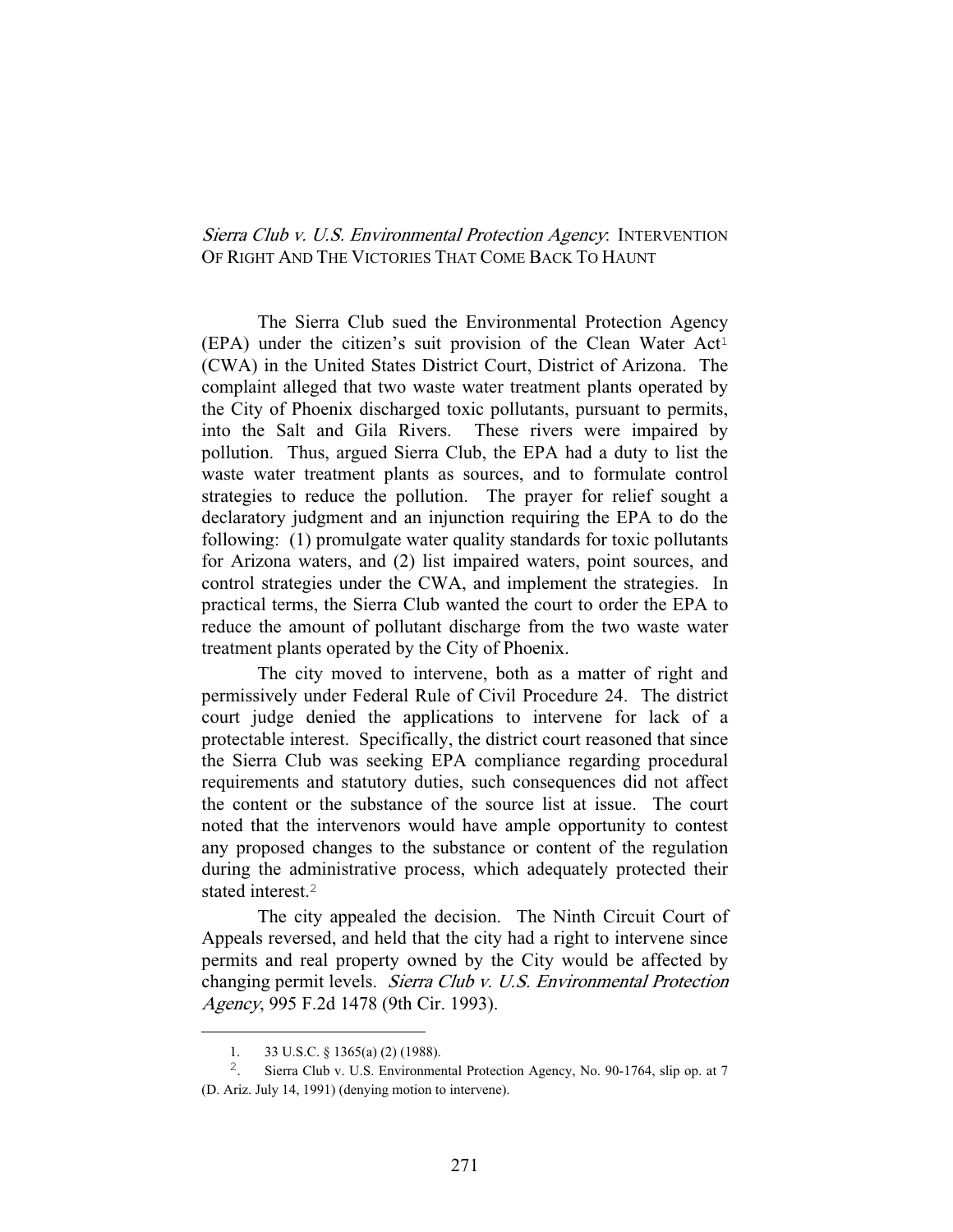# *Sierra Club v. U.S. Environmental Protection Agency*: INTERVENTION OF RIGHT AND THE VICTORIES THAT COME BACK TO HAUNT

The Sierra Club sued the Environmental Protection Agency (EPA) under the citizen's suit provision of the Clean Water Act[1] (CWA) in the United States District Court, District of Arizona. The complaint alleged that two waste water treatment plants operated by the City of Phoenix discharged toxic pollutants, pursuant to permits, into the Salt and Gila Rivers. These rivers were impaired by pollution. Thus, argued Sierra Club, the EPA had a duty to list the waste water treatment plants as sources, and to formulate control strategies to reduce the pollution. The prayer for relief sought a declaratory judgment and an injunction requiring the EPA to do the following: (1) promulgate water quality standards for toxic pollutants for Arizona waters, and (2) list impaired waters, point sources, and control strategies under the CWA, and implement the strategies. In practical terms, the Sierra Club wanted the court to order the EPA to reduce the amount of pollutant discharge from the two waste water treatment plants operated by the City of Phoenix.

The city moved to intervene, both as a matter of right and permissively under Federal Rule of Civil Procedure 24. The district court judge denied the applications to intervene for lack of a protectable interest. Specifically, the district court reasoned that since the Sierra Club was seeking EPA compliance regarding procedural requirements and statutory duties, such consequences did not affect the content or the substance of the source list at issue. The court noted that the intervenors would have ample opportunity to contest any proposed changes to the substance or content of the regulation during the administrative process, which adequately protected their stated interest.[2]

The city appealed the decision. The Ninth Circuit Court of Appeals reversed, and held that the city had a right to intervene since permits and real property owned by the City would be affected by changing permit levels. *Sierra Club v. U.S. Environmental Protection Agency*, 995 F.2d 1478 (9th Cir. 1993).

---

1. 33 U.S.C. § 1365(a) (2) (1988).

2. Sierra Club v. U.S. Environmental Protection Agency, No. 90-1764, slip op. at 7 (D. Ariz. July 14, 1991) (denying motion to intervene).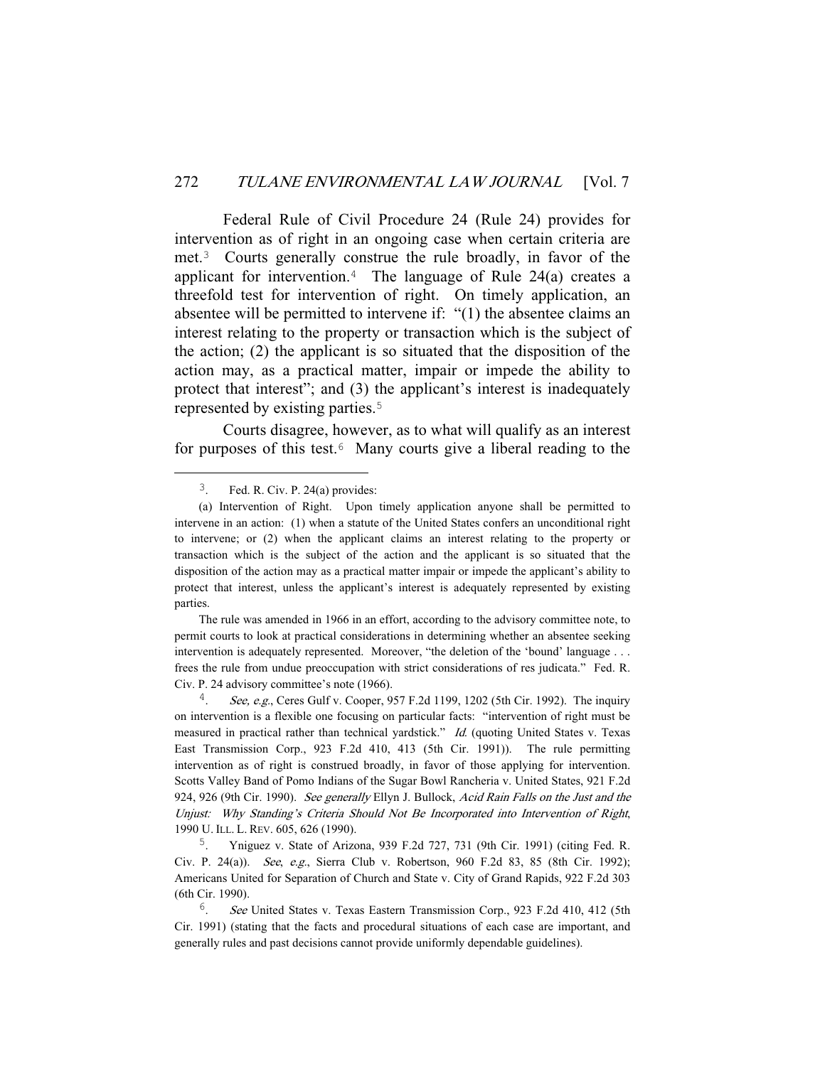Federal Rule of Civil Procedure 24 (Rule 24) provides for intervention as of right in an ongoing case when certain criteria are met.[3] Courts generally construe the rule broadly, in favor of the applicant for intervention.[4] The language of Rule 24(a) creates a threefold test for intervention of right. On timely application, an absentee will be permitted to intervene if: "(1) the absentee claims an interest relating to the property or transaction which is the subject of the action; (2) the applicant is so situated that the disposition of the action may, as a practical matter, impair or impede the ability to protect that interest"; and (3) the applicant's interest is inadequately represented by existing parties.[5]

Courts disagree, however, as to what will qualify as an interest for purposes of this test.[6] Many courts give a liberal reading to the

---

[3]. Fed. R. Civ. P. 24(a) provides:

(a) Intervention of Right. Upon timely application anyone shall be permitted to intervene in an action: (1) when a statute of the United States confers an unconditional right to intervene; or (2) when the applicant claims an interest relating to the property or transaction which is the subject of the action and the applicant is so situated that the disposition of the action may as a practical matter impair or impede the applicant's ability to protect that interest, unless the applicant's interest is adequately represented by existing parties.

The rule was amended in 1966 in an effort, according to the advisory committee note, to permit courts to look at practical considerations in determining whether an absentee seeking intervention is adequately represented. Moreover, "the deletion of the 'bound' language . . . frees the rule from undue preoccupation with strict considerations of res judicata." Fed. R. Civ. P. 24 advisory committee's note (1966).

[4]. *See, e.g.*, Ceres Gulf v. Cooper, 957 F.2d 1199, 1202 (5th Cir. 1992). The inquiry on intervention is a flexible one focusing on particular facts: "intervention of right must be measured in practical rather than technical yardstick." *Id.* (quoting United States v. Texas East Transmission Corp., 923 F.2d 410, 413 (5th Cir. 1991)). The rule permitting intervention as of right is construed broadly, in favor of those applying for intervention. Scotts Valley Band of Pomo Indians of the Sugar Bowl Rancheria v. United States, 921 F.2d 924, 926 (9th Cir. 1990). *See generally* Ellyn J. Bullock, *Acid Rain Falls on the Just and the Unjust: Why Standing's Criteria Should Not Be Incorporated into Intervention of Right*, 1990 U. ILL. L. REV. 605, 626 (1990).

[5]. Yniguez v. State of Arizona, 939 F.2d 727, 731 (9th Cir. 1991) (citing Fed. R. Civ. P. 24(a)). *See*, *e.g.*, Sierra Club v. Robertson, 960 F.2d 83, 85 (8th Cir. 1992); Americans United for Separation of Church and State v. City of Grand Rapids, 922 F.2d 303 (6th Cir. 1990).

[6]. *See* United States v. Texas Eastern Transmission Corp., 923 F.2d 410, 412 (5th Cir. 1991) (stating that the facts and procedural situations of each case are important, and generally rules and past decisions cannot provide uniformly dependable guidelines).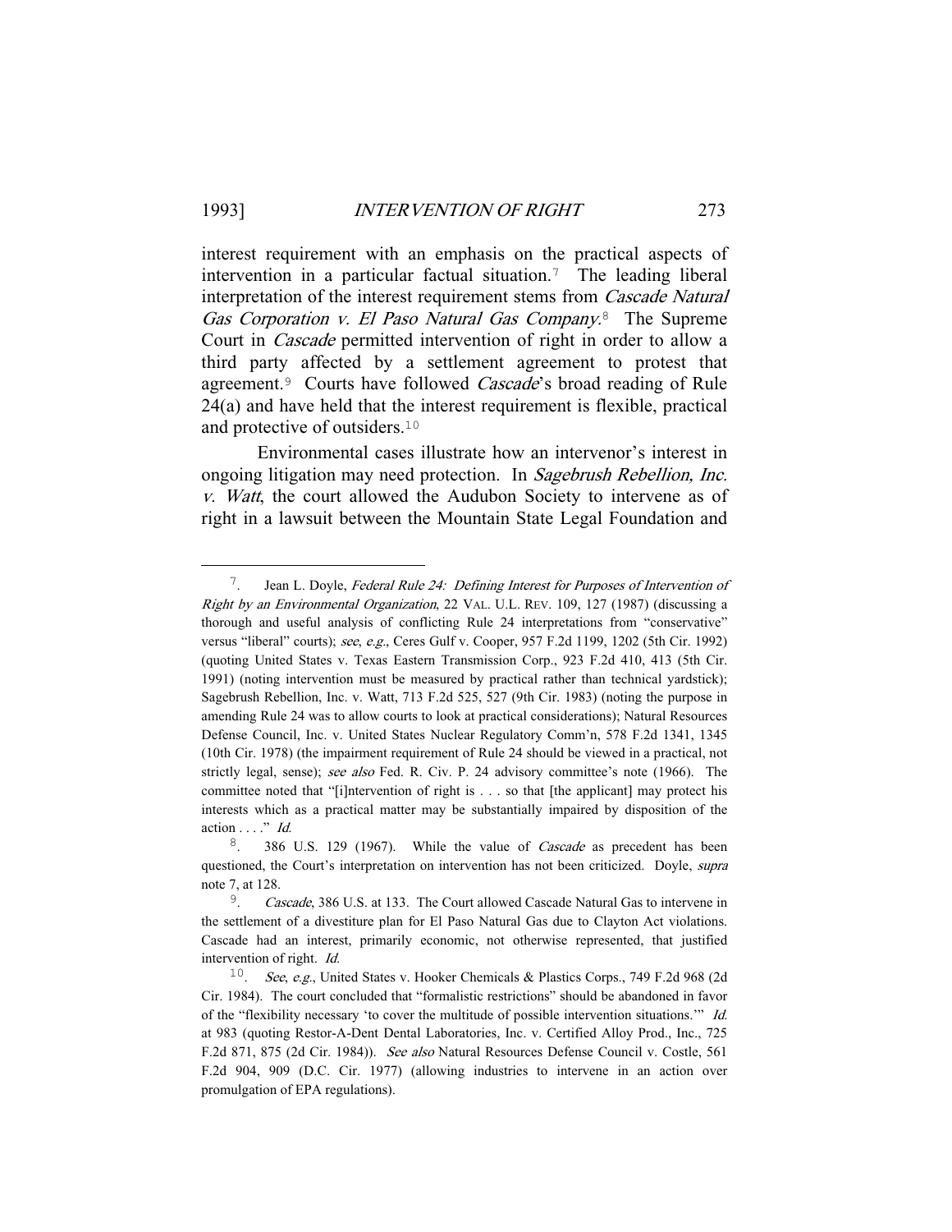interest requirement with an emphasis on the practical aspects of intervention in a particular factual situation.[7] The leading liberal interpretation of the interest requirement stems from *Cascade Natural Gas Corporation v. El Paso Natural Gas Company*.[8] The Supreme Court in *Cascade* permitted intervention of right in order to allow a third party affected by a settlement agreement to protest that agreement.[9] Courts have followed *Cascade*'s broad reading of Rule 24(a) and have held that the interest requirement is flexible, practical and protective of outsiders.[10]

Environmental cases illustrate how an intervenor's interest in ongoing litigation may need protection. In *Sagebrush Rebellion, Inc. v. Watt*, the court allowed the Audubon Society to intervene as of right in a lawsuit between the Mountain State Legal Foundation and

---

[7]. Jean L. Doyle, *Federal Rule 24: Defining Interest for Purposes of Intervention of Right by an Environmental Organization*, 22 VAL. U.L. REV. 109, 127 (1987) (discussing a thorough and useful analysis of conflicting Rule 24 interpretations from "conservative" versus "liberal" courts); *see*, *e.g.*, Ceres Gulf v. Cooper, 957 F.2d 1199, 1202 (5th Cir. 1992) (quoting United States v. Texas Eastern Transmission Corp., 923 F.2d 410, 413 (5th Cir. 1991) (noting intervention must be measured by practical rather than technical yardstick); Sagebrush Rebellion, Inc. v. Watt, 713 F.2d 525, 527 (9th Cir. 1983) (noting the purpose in amending Rule 24 was to allow courts to look at practical considerations); Natural Resources Defense Council, Inc. v. United States Nuclear Regulatory Comm'n, 578 F.2d 1341, 1345 (10th Cir. 1978) (the impairment requirement of Rule 24 should be viewed in a practical, not strictly legal, sense); *see also* Fed. R. Civ. P. 24 advisory committee's note (1966). The committee noted that "[i]ntervention of right is . . . so that [the applicant] may protect his interests which as a practical matter may be substantially impaired by disposition of the action . . . ." *Id.*

[8]. 386 U.S. 129 (1967). While the value of *Cascade* as precedent has been questioned, the Court's interpretation on intervention has not been criticized. Doyle, *supra* note 7, at 128.

[9]. *Cascade*, 386 U.S. at 133. The Court allowed Cascade Natural Gas to intervene in the settlement of a divestiture plan for El Paso Natural Gas due to Clayton Act violations. Cascade had an interest, primarily economic, not otherwise represented, that justified intervention of right. *Id.*

[10]. *See*, *e.g.*, United States v. Hooker Chemicals & Plastics Corps., 749 F.2d 968 (2d Cir. 1984). The court concluded that "formalistic restrictions" should be abandoned in favor of the "flexibility necessary 'to cover the multitude of possible intervention situations.'" *Id.* at 983 (quoting Restor-A-Dent Dental Laboratories, Inc. v. Certified Alloy Prod., Inc., 725 F.2d 871, 875 (2d Cir. 1984)). *See also* Natural Resources Defense Council v. Costle, 561 F.2d 904, 909 (D.C. Cir. 1977) (allowing industries to intervene in an action over promulgation of EPA regulations).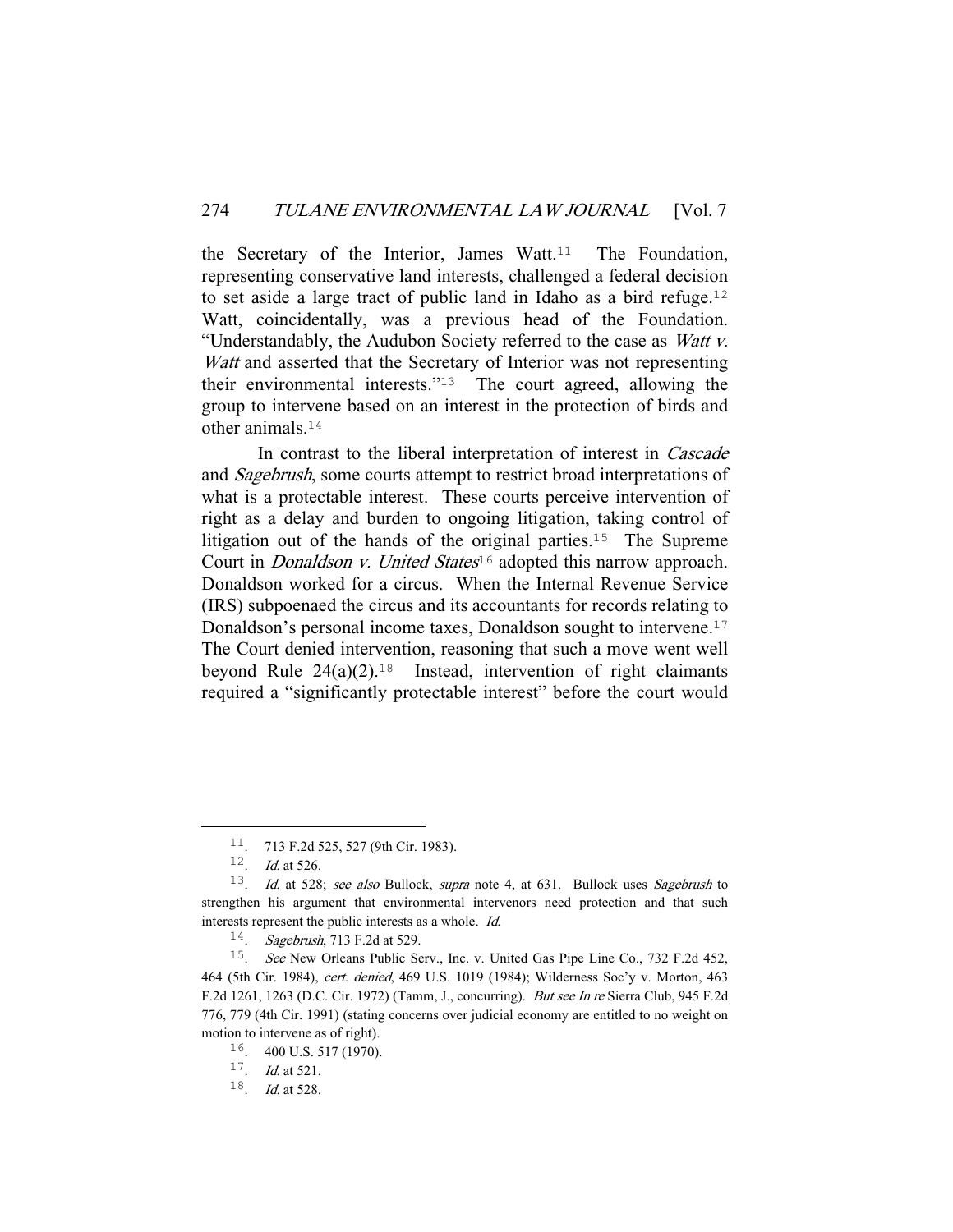the Secretary of the Interior, James Watt.[11] The Foundation, representing conservative land interests, challenged a federal decision to set aside a large tract of public land in Idaho as a bird refuge.[12] Watt, coincidentally, was a previous head of the Foundation. "Understandably, the Audubon Society referred to the case as *Watt v. Watt* and asserted that the Secretary of Interior was not representing their environmental interests."[13] The court agreed, allowing the group to intervene based on an interest in the protection of birds and other animals.[14]

In contrast to the liberal interpretation of interest in *Cascade* and *Sagebrush*, some courts attempt to restrict broad interpretations of what is a protectable interest. These courts perceive intervention of right as a delay and burden to ongoing litigation, taking control of litigation out of the hands of the original parties.[15] The Supreme Court in *Donaldson v. United States*[16] adopted this narrow approach. Donaldson worked for a circus. When the Internal Revenue Service (IRS) subpoenaed the circus and its accountants for records relating to Donaldson's personal income taxes, Donaldson sought to intervene.[17] The Court denied intervention, reasoning that such a move went well beyond Rule 24(a)(2).[18] Instead, intervention of right claimants required a "significantly protectable interest" before the court would

---

11. 713 F.2d 525, 527 (9th Cir. 1983).

12. *Id.* at 526.

13. *Id.* at 528; *see also* Bullock, *supra* note 4, at 631. Bullock uses *Sagebrush* to strengthen his argument that environmental intervenors need protection and that such interests represent the public interests as a whole. *Id.*

14. *Sagebrush*, 713 F.2d at 529.

15. *See* New Orleans Public Serv., Inc. v. United Gas Pipe Line Co., 732 F.2d 452, 464 (5th Cir. 1984), *cert. denied*, 469 U.S. 1019 (1984); Wilderness Soc'y v. Morton, 463 F.2d 1261, 1263 (D.C. Cir. 1972) (Tamm, J., concurring). *But see In re* Sierra Club, 945 F.2d 776, 779 (4th Cir. 1991) (stating concerns over judicial economy are entitled to no weight on motion to intervene as of right).

16. 400 U.S. 517 (1970).

17. *Id.* at 521.

18. *Id.* at 528.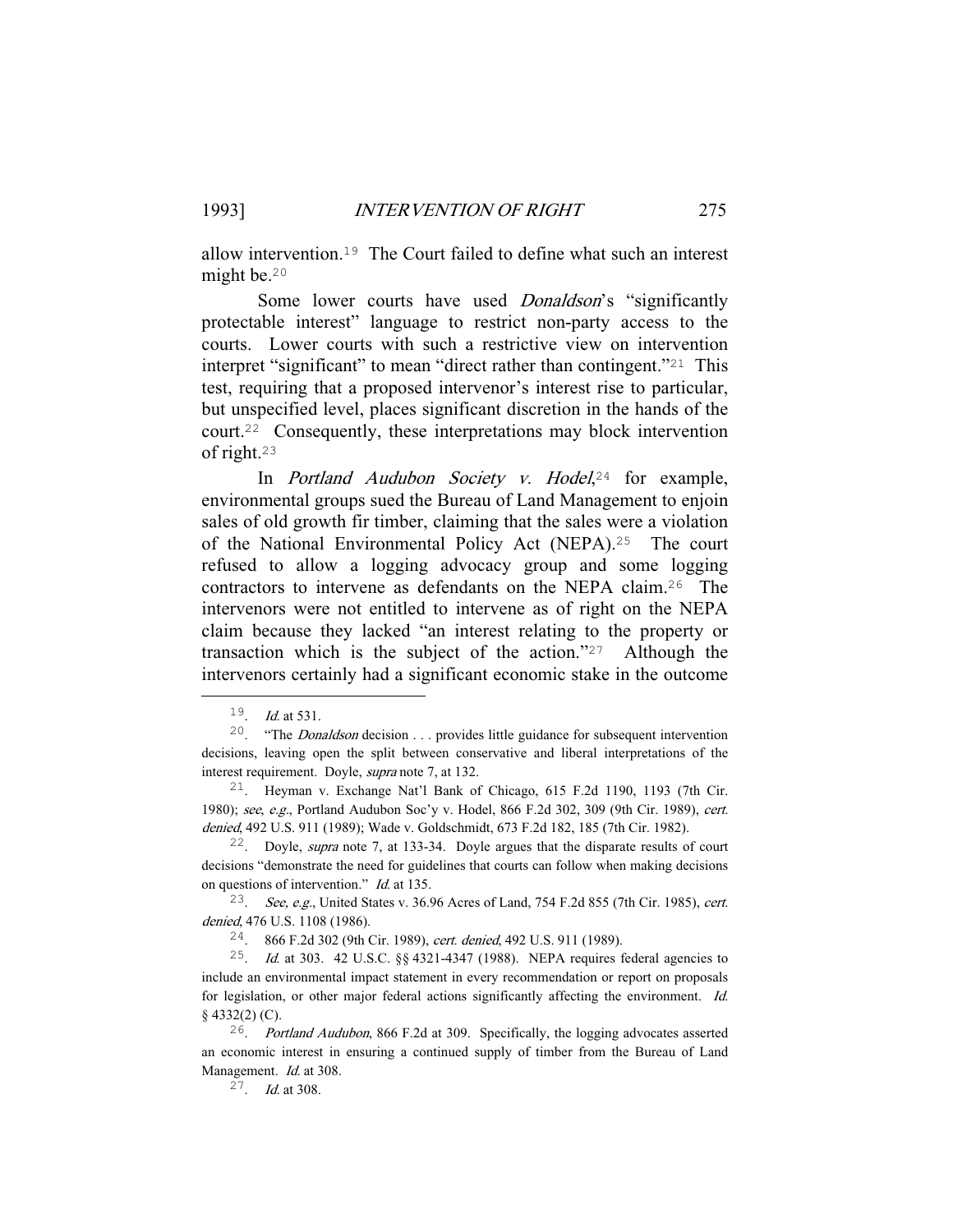allow intervention.[19] The Court failed to define what such an interest might be.[20]

Some lower courts have used *Donaldson*'s "significantly protectable interest" language to restrict non-party access to the courts. Lower courts with such a restrictive view on intervention interpret "significant" to mean "direct rather than contingent."[21] This test, requiring that a proposed intervenor's interest rise to particular, but unspecified level, places significant discretion in the hands of the court.[22] Consequently, these interpretations may block intervention of right.[23]

In *Portland Audubon Society v. Hodel*,[24] for example, environmental groups sued the Bureau of Land Management to enjoin sales of old growth fir timber, claiming that the sales were a violation of the National Environmental Policy Act (NEPA).[25] The court refused to allow a logging advocacy group and some logging contractors to intervene as defendants on the NEPA claim.[26] The intervenors were not entitled to intervene as of right on the NEPA claim because they lacked "an interest relating to the property or transaction which is the subject of the action."[27] Although the intervenors certainly had a significant economic stake in the outcome

---

19. *Id.* at 531.

20. "The *Donaldson* decision . . . provides little guidance for subsequent intervention decisions, leaving open the split between conservative and liberal interpretations of the interest requirement. Doyle, *supra* note 7, at 132.

21. Heyman v. Exchange Nat'l Bank of Chicago, 615 F.2d 1190, 1193 (7th Cir. 1980); *see*, *e.g.*, Portland Audubon Soc'y v. Hodel, 866 F.2d 302, 309 (9th Cir. 1989), *cert. denied*, 492 U.S. 911 (1989); Wade v. Goldschmidt, 673 F.2d 182, 185 (7th Cir. 1982).

22. Doyle, *supra* note 7, at 133-34. Doyle argues that the disparate results of court decisions "demonstrate the need for guidelines that courts can follow when making decisions on questions of intervention." *Id.* at 135.

23. *See, e.g.*, United States v. 36.96 Acres of Land, 754 F.2d 855 (7th Cir. 1985), *cert. denied*, 476 U.S. 1108 (1986).

24. 866 F.2d 302 (9th Cir. 1989), *cert. denied*, 492 U.S. 911 (1989).

25. *Id.* at 303. 42 U.S.C. §§ 4321-4347 (1988). NEPA requires federal agencies to include an environmental impact statement in every recommendation or report on proposals for legislation, or other major federal actions significantly affecting the environment. *Id.* § 4332(2) (C).

26. *Portland Audubon*, 866 F.2d at 309. Specifically, the logging advocates asserted an economic interest in ensuring a continued supply of timber from the Bureau of Land Management. *Id.* at 308.

27. *Id.* at 308.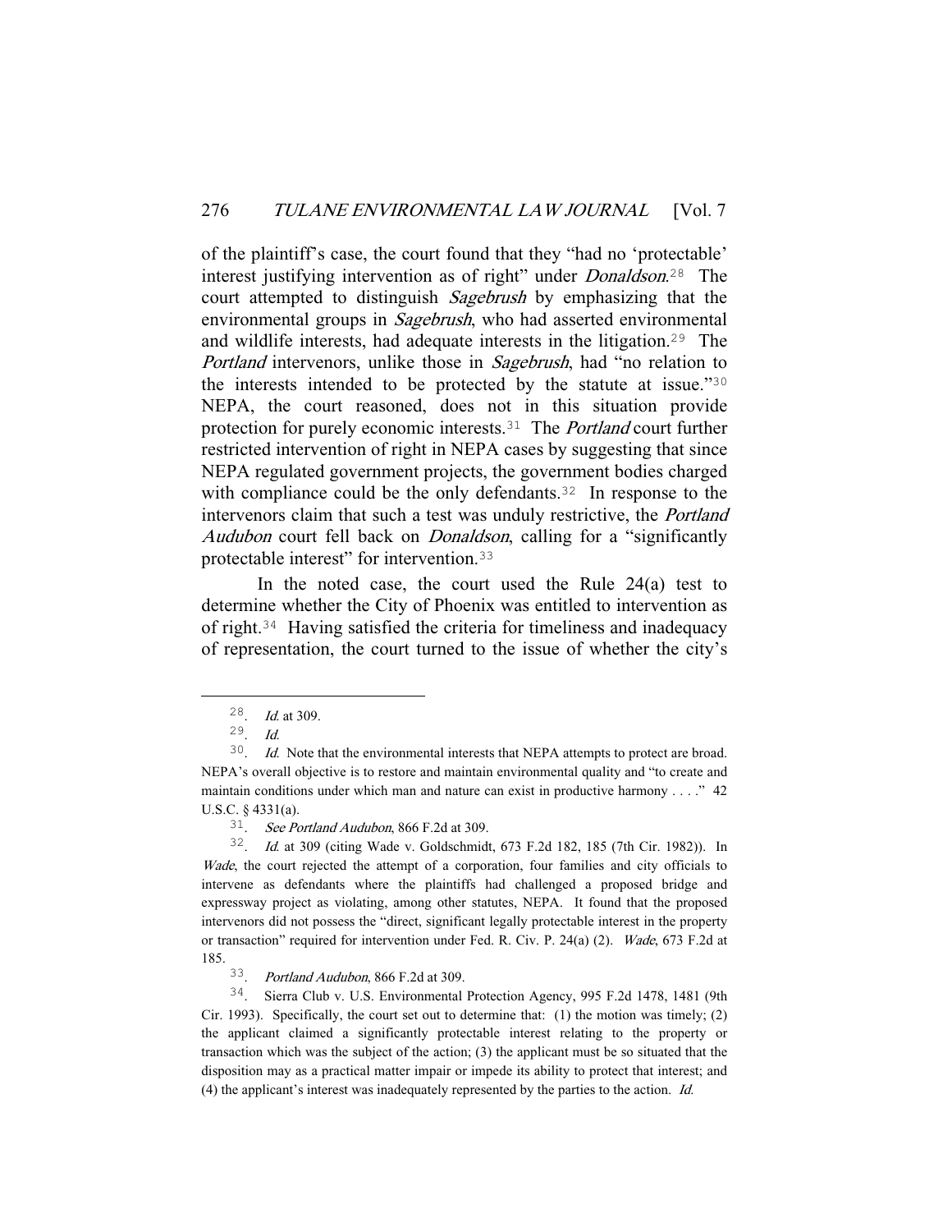of the plaintiff's case, the court found that they "had no 'protectable' interest justifying intervention as of right" under *Donaldson*.[28] The court attempted to distinguish *Sagebrush* by emphasizing that the environmental groups in *Sagebrush*, who had asserted environmental and wildlife interests, had adequate interests in the litigation.[29] The *Portland* intervenors, unlike those in *Sagebrush*, had "no relation to the interests intended to be protected by the statute at issue."[30] NEPA, the court reasoned, does not in this situation provide protection for purely economic interests.[31] The *Portland* court further restricted intervention of right in NEPA cases by suggesting that since NEPA regulated government projects, the government bodies charged with compliance could be the only defendants.[32] In response to the intervenors claim that such a test was unduly restrictive, the *Portland Audubon* court fell back on *Donaldson*, calling for a "significantly protectable interest" for intervention.[33]

In the noted case, the court used the Rule 24(a) test to determine whether the City of Phoenix was entitled to intervention as of right.[34] Having satisfied the criteria for timeliness and inadequacy of representation, the court turned to the issue of whether the city's

---

28. *Id.* at 309.

29. *Id.*

30. *Id.* Note that the environmental interests that NEPA attempts to protect are broad. NEPA's overall objective is to restore and maintain environmental quality and "to create and maintain conditions under which man and nature can exist in productive harmony . . . ." 42 U.S.C. § 4331(a).

31. *See Portland Audubon*, 866 F.2d at 309.

32. *Id.* at 309 (citing Wade v. Goldschmidt, 673 F.2d 182, 185 (7th Cir. 1982)). In *Wade*, the court rejected the attempt of a corporation, four families and city officials to intervene as defendants where the plaintiffs had challenged a proposed bridge and expressway project as violating, among other statutes, NEPA. It found that the proposed intervenors did not possess the "direct, significant legally protectable interest in the property or transaction" required for intervention under Fed. R. Civ. P. 24(a) (2). *Wade*, 673 F.2d at 185.

33. *Portland Audubon*, 866 F.2d at 309.

34. Sierra Club v. U.S. Environmental Protection Agency, 995 F.2d 1478, 1481 (9th Cir. 1993). Specifically, the court set out to determine that: (1) the motion was timely; (2) the applicant claimed a significantly protectable interest relating to the property or transaction which was the subject of the action; (3) the applicant must be so situated that the disposition may as a practical matter impair or impede its ability to protect that interest; and (4) the applicant's interest was inadequately represented by the parties to the action. *Id.*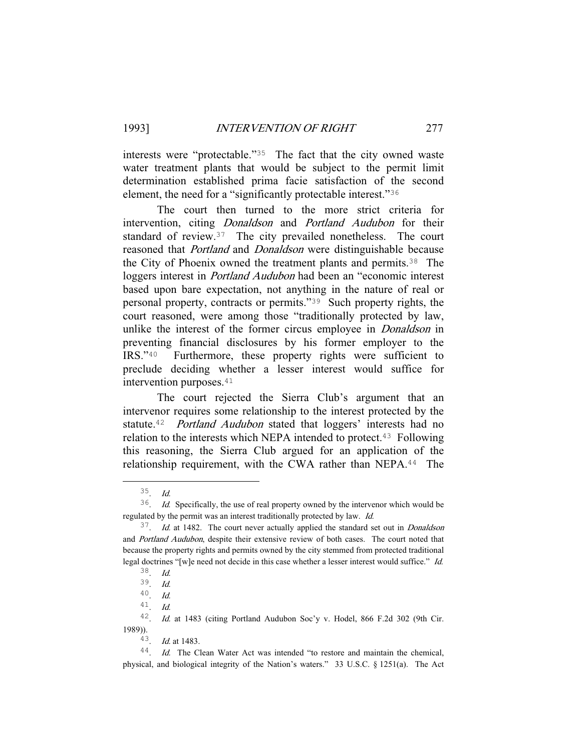interests were "protectable."[35] The fact that the city owned waste water treatment plants that would be subject to the permit limit determination established prima facie satisfaction of the second element, the need for a "significantly protectable interest."[36]

The court then turned to the more strict criteria for intervention, citing *Donaldson* and *Portland Audubon* for their standard of review.[37] The city prevailed nonetheless. The court reasoned that *Portland* and *Donaldson* were distinguishable because the City of Phoenix owned the treatment plants and permits.[38] The loggers interest in *Portland Audubon* had been an "economic interest based upon bare expectation, not anything in the nature of real or personal property, contracts or permits."[39] Such property rights, the court reasoned, were among those "traditionally protected by law, unlike the interest of the former circus employee in *Donaldson* in preventing financial disclosures by his former employer to the IRS."[40] Furthermore, these property rights were sufficient to preclude deciding whether a lesser interest would suffice for intervention purposes.[41]

The court rejected the Sierra Club's argument that an intervenor requires some relationship to the interest protected by the statute.[42] *Portland Audubon* stated that loggers' interests had no relation to the interests which NEPA intended to protect.[43] Following this reasoning, the Sierra Club argued for an application of the relationship requirement, with the CWA rather than NEPA.[44] The

---

35. *Id.*

36. *Id.* Specifically, the use of real property owned by the intervenor which would be regulated by the permit was an interest traditionally protected by law. *Id.*

37. *Id.* at 1482. The court never actually applied the standard set out in *Donaldson* and *Portland Audubon*, despite their extensive review of both cases. The court noted that because the property rights and permits owned by the city stemmed from protected traditional legal doctrines "[w]e need not decide in this case whether a lesser interest would suffice." *Id.*

38. *Id.*

39. *Id.*

40. *Id.*

41. *Id.*

42. *Id.* at 1483 (citing Portland Audubon Soc'y v. Hodel, 866 F.2d 302 (9th Cir. 1989)).

43. *Id.* at 1483.

44. *Id.* The Clean Water Act was intended "to restore and maintain the chemical, physical, and biological integrity of the Nation's waters." 33 U.S.C. § 1251(a). The Act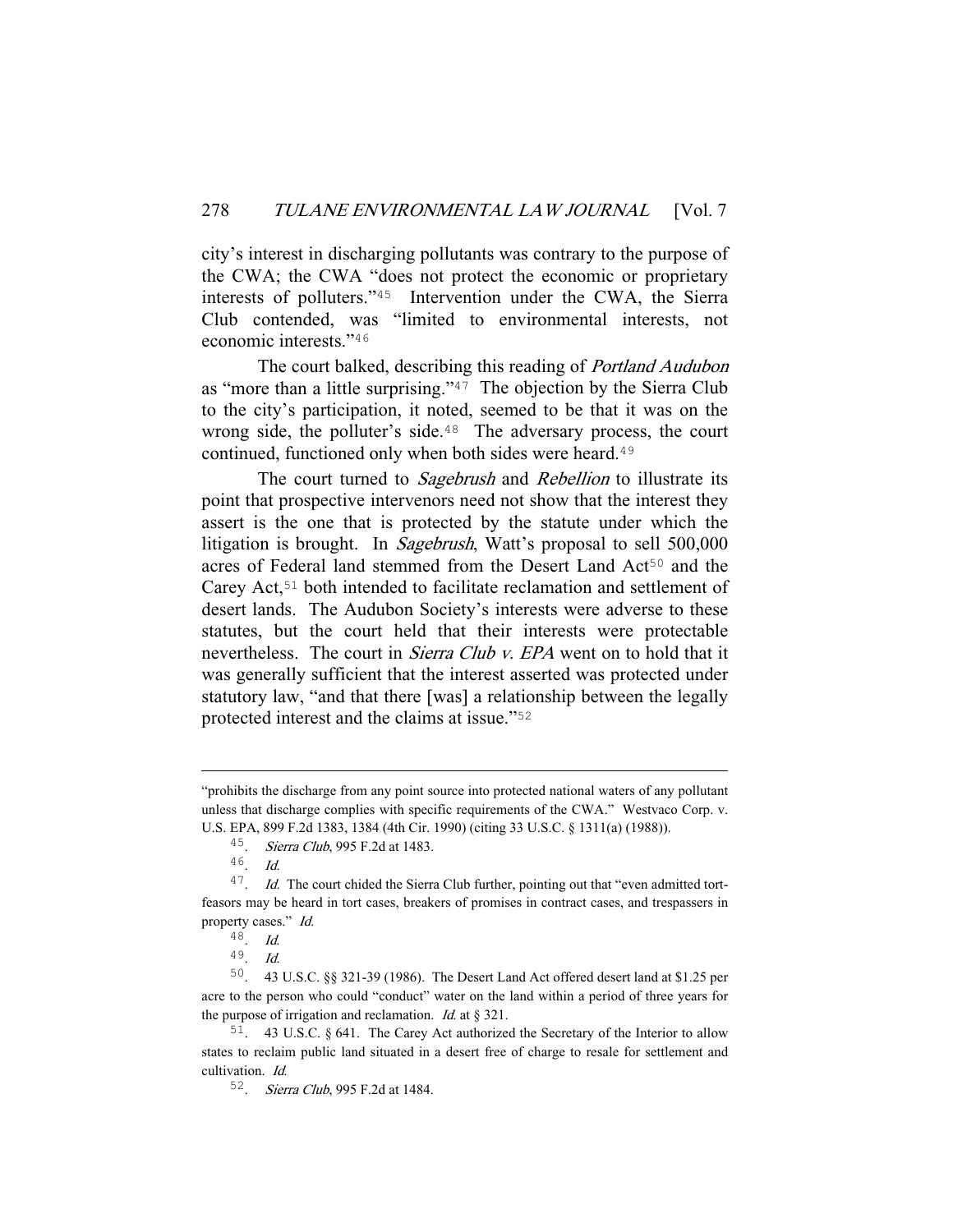city's interest in discharging pollutants was contrary to the purpose of the CWA; the CWA "does not protect the economic or proprietary interests of polluters."[45] Intervention under the CWA, the Sierra Club contended, was "limited to environmental interests, not economic interests."[46]

The court balked, describing this reading of *Portland Audubon* as "more than a little surprising."[47] The objection by the Sierra Club to the city's participation, it noted, seemed to be that it was on the wrong side, the polluter's side.[48] The adversary process, the court continued, functioned only when both sides were heard.[49]

The court turned to *Sagebrush* and *Rebellion* to illustrate its point that prospective intervenors need not show that the interest they assert is the one that is protected by the statute under which the litigation is brought. In *Sagebrush*, Watt's proposal to sell 500,000 acres of Federal land stemmed from the Desert Land Act[50] and the Carey Act,[51] both intended to facilitate reclamation and settlement of desert lands. The Audubon Society's interests were adverse to these statutes, but the court held that their interests were protectable nevertheless. The court in *Sierra Club v. EPA* went on to hold that it was generally sufficient that the interest asserted was protected under statutory law, "and that there [was] a relationship between the legally protected interest and the claims at issue."[52]

---

"prohibits the discharge from any point source into protected national waters of any pollutant unless that discharge complies with specific requirements of the CWA." Westvaco Corp. v. U.S. EPA, 899 F.2d 1383, 1384 (4th Cir. 1990) (citing 33 U.S.C. § 1311(a) (1988)).

45. *Sierra Club*, 995 F.2d at 1483.

46. *Id.*

47. *Id.* The court chided the Sierra Club further, pointing out that "even admitted tort-feasors may be heard in tort cases, breakers of promises in contract cases, and trespassers in property cases." *Id.*

48. *Id.*

49. *Id.*

50. 43 U.S.C. §§ 321-39 (1986). The Desert Land Act offered desert land at $1.25 per acre to the person who could "conduct" water on the land within a period of three years for the purpose of irrigation and reclamation. *Id.* at § 321.

51. 43 U.S.C. § 641. The Carey Act authorized the Secretary of the Interior to allow states to reclaim public land situated in a desert free of charge to resale for settlement and cultivation. *Id.*

52. *Sierra Club*, 995 F.2d at 1484.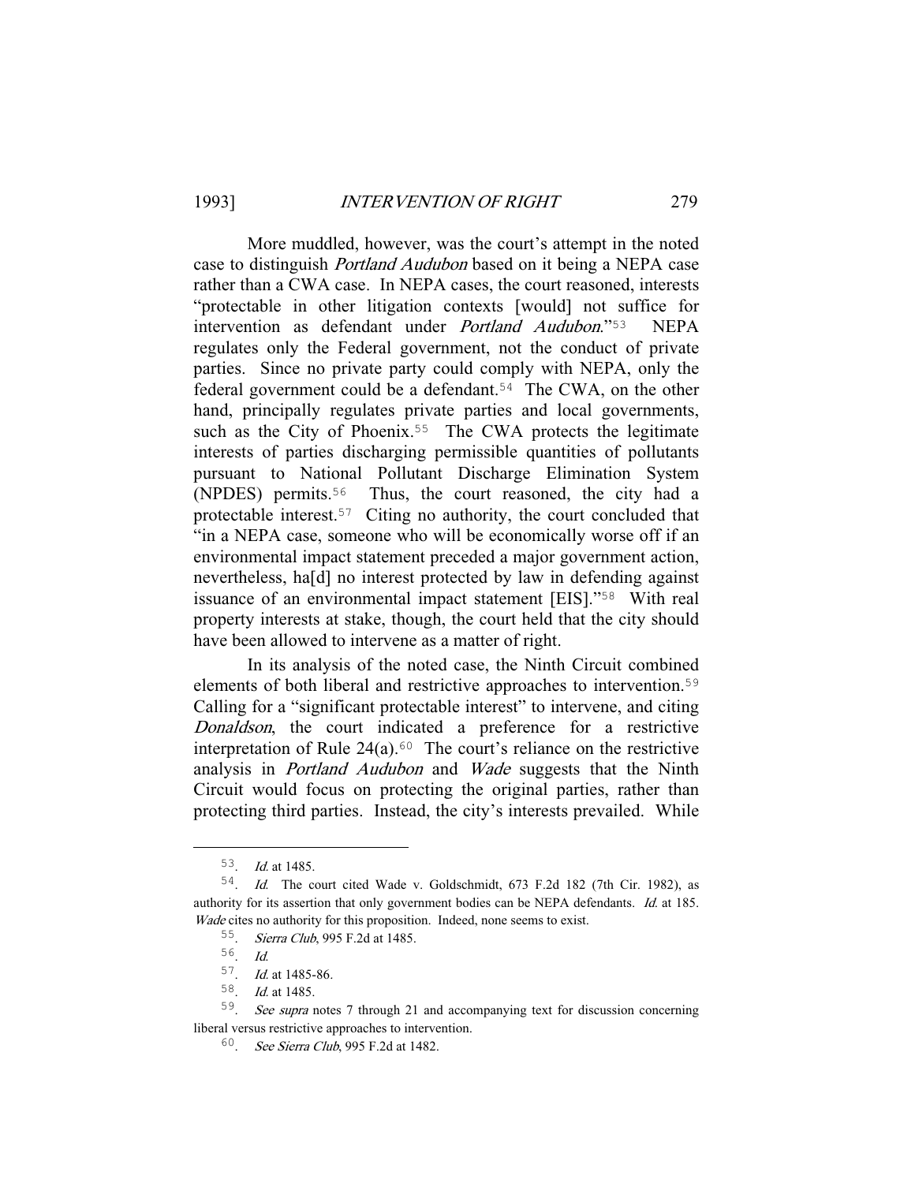More muddled, however, was the court's attempt in the noted case to distinguish *Portland Audubon* based on it being a NEPA case rather than a CWA case. In NEPA cases, the court reasoned, interests "protectable in other litigation contexts [would] not suffice for intervention as defendant under *Portland Audubon*."[53] NEPA regulates only the Federal government, not the conduct of private parties. Since no private party could comply with NEPA, only the federal government could be a defendant.[54] The CWA, on the other hand, principally regulates private parties and local governments, such as the City of Phoenix.[55] The CWA protects the legitimate interests of parties discharging permissible quantities of pollutants pursuant to National Pollutant Discharge Elimination System (NPDES) permits.[56] Thus, the court reasoned, the city had a protectable interest.[57] Citing no authority, the court concluded that "in a NEPA case, someone who will be economically worse off if an environmental impact statement preceded a major government action, nevertheless, ha[d] no interest protected by law in defending against issuance of an environmental impact statement [EIS]."[58] With real property interests at stake, though, the court held that the city should have been allowed to intervene as a matter of right.

In its analysis of the noted case, the Ninth Circuit combined elements of both liberal and restrictive approaches to intervention.[59] Calling for a "significant protectable interest" to intervene, and citing *Donaldson*, the court indicated a preference for a restrictive interpretation of Rule 24(a).[60] The court's reliance on the restrictive analysis in *Portland Audubon* and *Wade* suggests that the Ninth Circuit would focus on protecting the original parties, rather than protecting third parties. Instead, the city's interests prevailed. While

---

53. *Id.* at 1485.

54. *Id.* The court cited Wade v. Goldschmidt, 673 F.2d 182 (7th Cir. 1982), as authority for its assertion that only government bodies can be NEPA defendants. *Id.* at 185. *Wade* cites no authority for this proposition. Indeed, none seems to exist.

55. *Sierra Club*, 995 F.2d at 1485.

56. *Id.*

57. *Id.* at 1485-86.

58. *Id.* at 1485.

59. *See supra* notes 7 through 21 and accompanying text for discussion concerning liberal versus restrictive approaches to intervention.

60. *See Sierra Club*, 995 F.2d at 1482.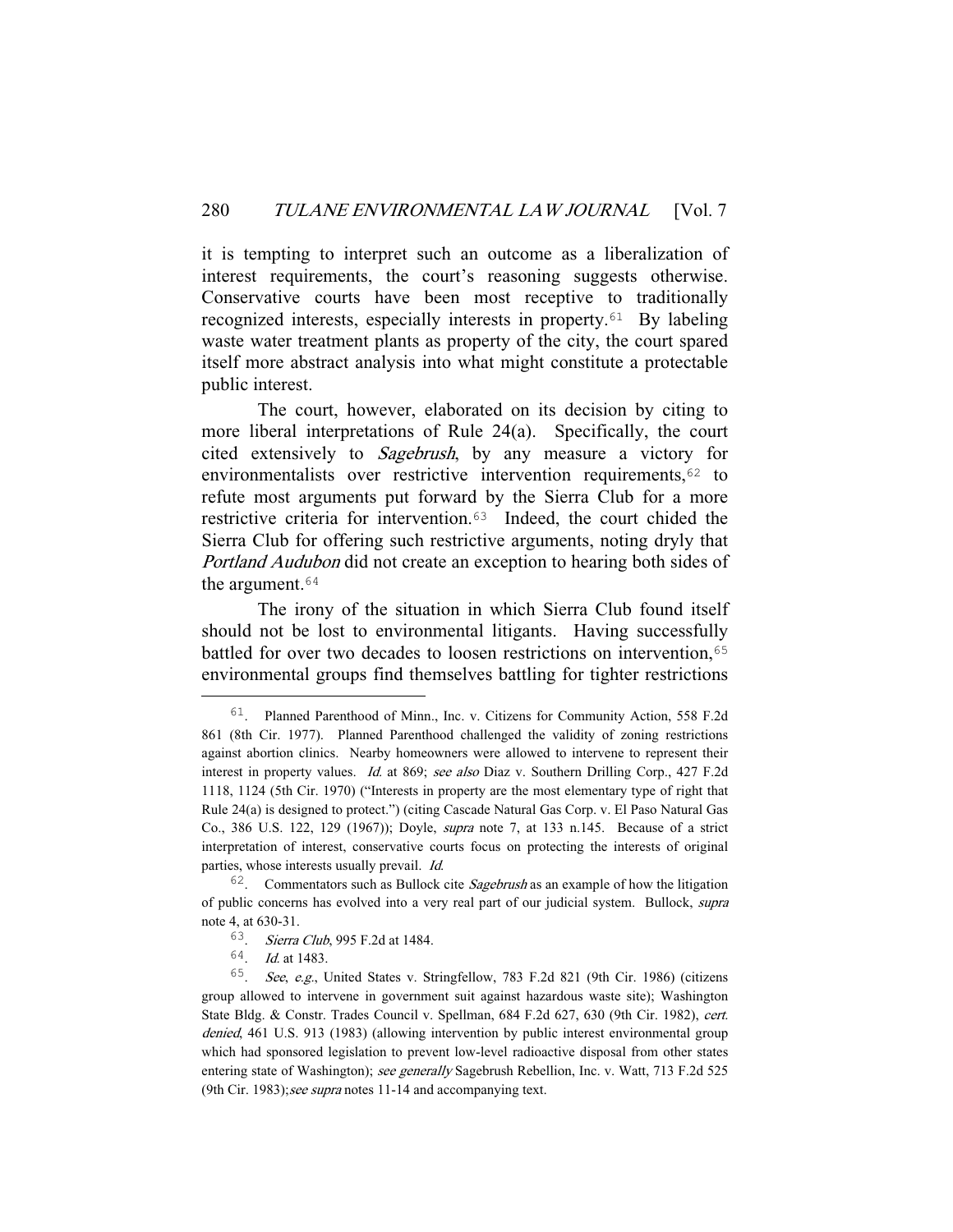it is tempting to interpret such an outcome as a liberalization of interest requirements, the court's reasoning suggests otherwise. Conservative courts have been most receptive to traditionally recognized interests, especially interests in property.[61] By labeling waste water treatment plants as property of the city, the court spared itself more abstract analysis into what might constitute a protectable public interest.

The court, however, elaborated on its decision by citing to more liberal interpretations of Rule 24(a). Specifically, the court cited extensively to *Sagebrush*, by any measure a victory for environmentalists over restrictive intervention requirements,[62] to refute most arguments put forward by the Sierra Club for a more restrictive criteria for intervention.[63] Indeed, the court chided the Sierra Club for offering such restrictive arguments, noting dryly that *Portland Audubon* did not create an exception to hearing both sides of the argument.[64]

The irony of the situation in which Sierra Club found itself should not be lost to environmental litigants. Having successfully battled for over two decades to loosen restrictions on intervention,[65] environmental groups find themselves battling for tighter restrictions

---

61. Planned Parenthood of Minn., Inc. v. Citizens for Community Action, 558 F.2d 861 (8th Cir. 1977). Planned Parenthood challenged the validity of zoning restrictions against abortion clinics. Nearby homeowners were allowed to intervene to represent their interest in property values. *Id.* at 869; *see also* Diaz v. Southern Drilling Corp., 427 F.2d 1118, 1124 (5th Cir. 1970) ("Interests in property are the most elementary type of right that Rule 24(a) is designed to protect.") (citing Cascade Natural Gas Corp. v. El Paso Natural Gas Co., 386 U.S. 122, 129 (1967)); Doyle, *supra* note 7, at 133 n.145. Because of a strict interpretation of interest, conservative courts focus on protecting the interests of original parties, whose interests usually prevail. *Id.*

62. Commentators such as Bullock cite *Sagebrush* as an example of how the litigation of public concerns has evolved into a very real part of our judicial system. Bullock, *supra* note 4, at 630-31.

63. *Sierra Club*, 995 F.2d at 1484.

64. *Id.* at 1483.

65. *See, e.g.*, United States v. Stringfellow, 783 F.2d 821 (9th Cir. 1986) (citizens group allowed to intervene in government suit against hazardous waste site); Washington State Bldg. & Constr. Trades Council v. Spellman, 684 F.2d 627, 630 (9th Cir. 1982), *cert. denied*, 461 U.S. 913 (1983) (allowing intervention by public interest environmental group which had sponsored legislation to prevent low-level radioactive disposal from other states entering state of Washington); *see generally* Sagebrush Rebellion, Inc. v. Watt, 713 F.2d 525 (9th Cir. 1983); *see supra* notes 11-14 and accompanying text.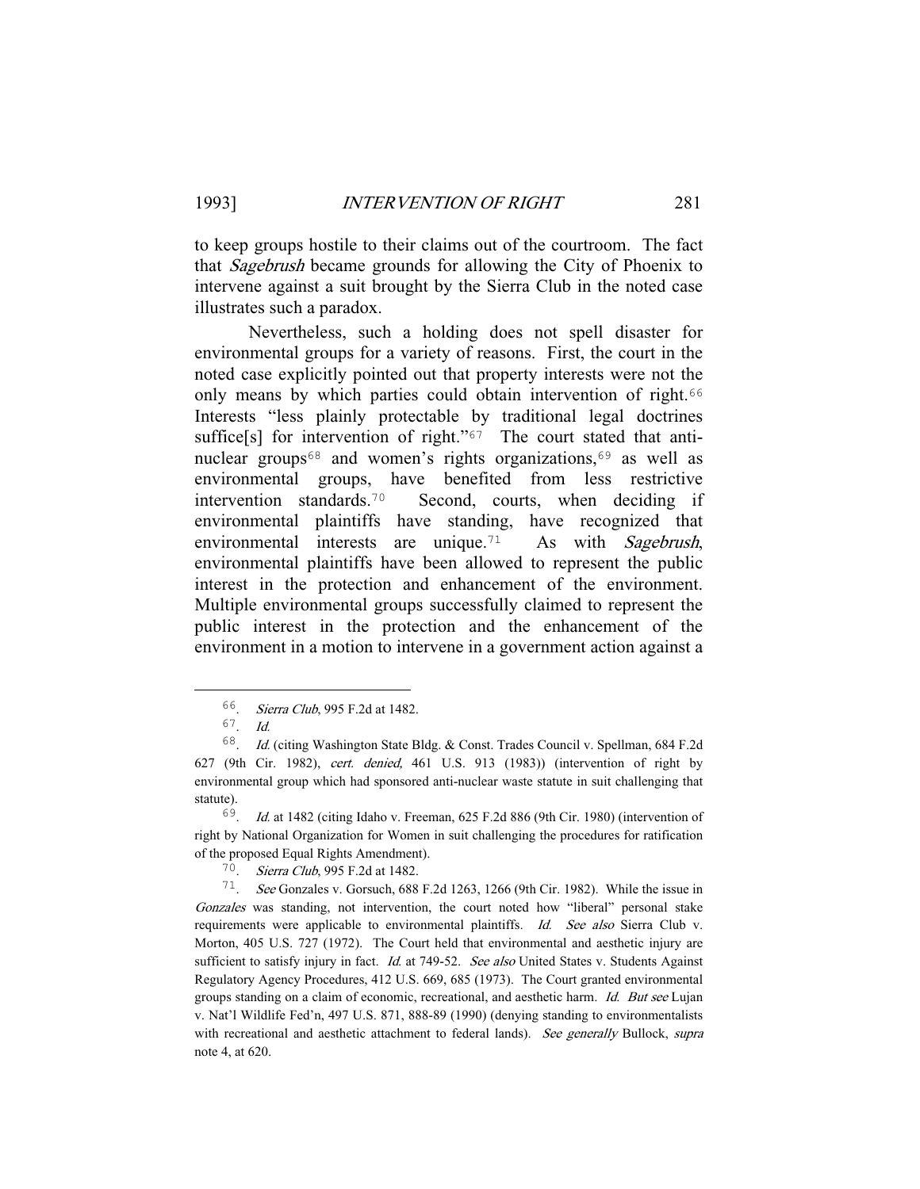to keep groups hostile to their claims out of the courtroom. The fact that *Sagebrush* became grounds for allowing the City of Phoenix to intervene against a suit brought by the Sierra Club in the noted case illustrates such a paradox.

Nevertheless, such a holding does not spell disaster for environmental groups for a variety of reasons. First, the court in the noted case explicitly pointed out that property interests were not the only means by which parties could obtain intervention of right.[66] Interests "less plainly protectable by traditional legal doctrines suffice[s] for intervention of right."[67] The court stated that anti-nuclear groups[68] and women's rights organizations,[69] as well as environmental groups, have benefited from less restrictive intervention standards.[70] Second, courts, when deciding if environmental plaintiffs have standing, have recognized that environmental interests are unique.[71] As with *Sagebrush*, environmental plaintiffs have been allowed to represent the public interest in the protection and enhancement of the environment. Multiple environmental groups successfully claimed to represent the public interest in the protection and the enhancement of the environment in a motion to intervene in a government action against a

---

66. *Sierra Club*, 995 F.2d at 1482.

67. *Id.*

68. *Id.* (citing Washington State Bldg. & Const. Trades Council v. Spellman, 684 F.2d 627 (9th Cir. 1982), *cert. denied,* 461 U.S. 913 (1983)) (intervention of right by environmental group which had sponsored anti-nuclear waste statute in suit challenging that statute).

69. *Id.* at 1482 (citing Idaho v. Freeman, 625 F.2d 886 (9th Cir. 1980) (intervention of right by National Organization for Women in suit challenging the procedures for ratification of the proposed Equal Rights Amendment).

70. *Sierra Club*, 995 F.2d at 1482.

71. *See* Gonzales v. Gorsuch, 688 F.2d 1263, 1266 (9th Cir. 1982). While the issue in *Gonzales* was standing, not intervention, the court noted how "liberal" personal stake requirements were applicable to environmental plaintiffs. *Id. See also* Sierra Club v. Morton, 405 U.S. 727 (1972). The Court held that environmental and aesthetic injury are sufficient to satisfy injury in fact. *Id.* at 749-52. *See also* United States v. Students Against Regulatory Agency Procedures, 412 U.S. 669, 685 (1973). The Court granted environmental groups standing on a claim of economic, recreational, and aesthetic harm. *Id. But see* Lujan v. Nat'l Wildlife Fed'n, 497 U.S. 871, 888-89 (1990) (denying standing to environmentalists with recreational and aesthetic attachment to federal lands). *See generally* Bullock, *supra* note 4, at 620.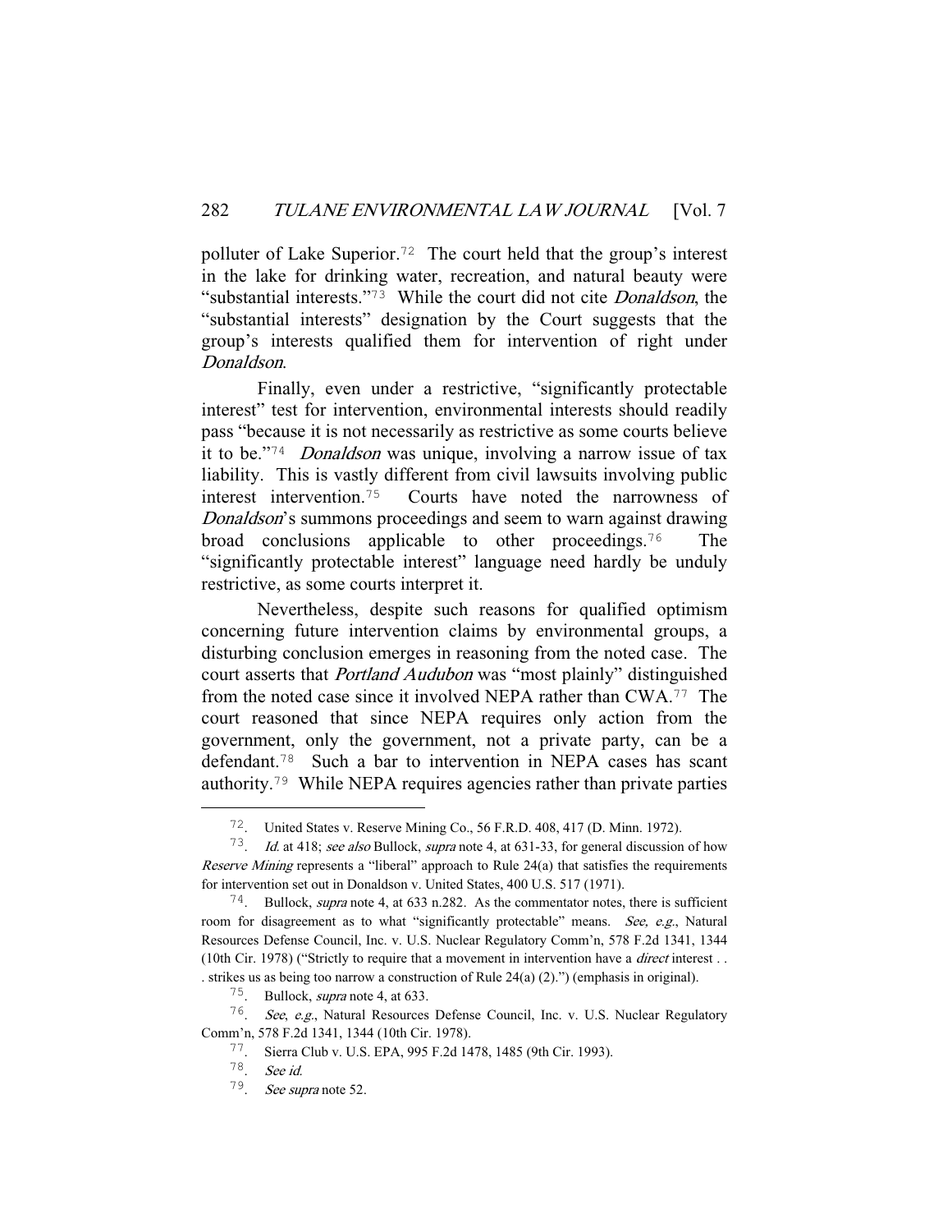polluter of Lake Superior.[72] The court held that the group's interest in the lake for drinking water, recreation, and natural beauty were "substantial interests."[73] While the court did not cite *Donaldson*, the "substantial interests" designation by the Court suggests that the group's interests qualified them for intervention of right under *Donaldson*.

Finally, even under a restrictive, "significantly protectable interest" test for intervention, environmental interests should readily pass "because it is not necessarily as restrictive as some courts believe it to be."[74] *Donaldson* was unique, involving a narrow issue of tax liability. This is vastly different from civil lawsuits involving public interest intervention.[75] Courts have noted the narrowness of *Donaldson*'s summons proceedings and seem to warn against drawing broad conclusions applicable to other proceedings.[76] The "significantly protectable interest" language need hardly be unduly restrictive, as some courts interpret it.

Nevertheless, despite such reasons for qualified optimism concerning future intervention claims by environmental groups, a disturbing conclusion emerges in reasoning from the noted case. The court asserts that *Portland Audubon* was "most plainly" distinguished from the noted case since it involved NEPA rather than CWA.[77] The court reasoned that since NEPA requires only action from the government, only the government, not a private party, can be a defendant.[78] Such a bar to intervention in NEPA cases has scant authority.[79] While NEPA requires agencies rather than private parties

---

72. United States v. Reserve Mining Co., 56 F.R.D. 408, 417 (D. Minn. 1972).

73. *Id.* at 418; *see also* Bullock, *supra* note 4, at 631-33, for general discussion of how *Reserve Mining* represents a "liberal" approach to Rule 24(a) that satisfies the requirements for intervention set out in Donaldson v. United States, 400 U.S. 517 (1971).

74. Bullock, *supra* note 4, at 633 n.282. As the commentator notes, there is sufficient room for disagreement as to what "significantly protectable" means. *See, e.g.*, Natural Resources Defense Council, Inc. v. U.S. Nuclear Regulatory Comm'n, 578 F.2d 1341, 1344 (10th Cir. 1978) ("Strictly to require that a movement in intervention have a *direct* interest . . . strikes us as being too narrow a construction of Rule 24(a) (2).") (emphasis in original).

75. Bullock, *supra* note 4, at 633.

76. *See*, *e.g.*, Natural Resources Defense Council, Inc. v. U.S. Nuclear Regulatory Comm'n, 578 F.2d 1341, 1344 (10th Cir. 1978).

77. Sierra Club v. U.S. EPA, 995 F.2d 1478, 1485 (9th Cir. 1993).

78. *See id.*

79. *See supra* note 52.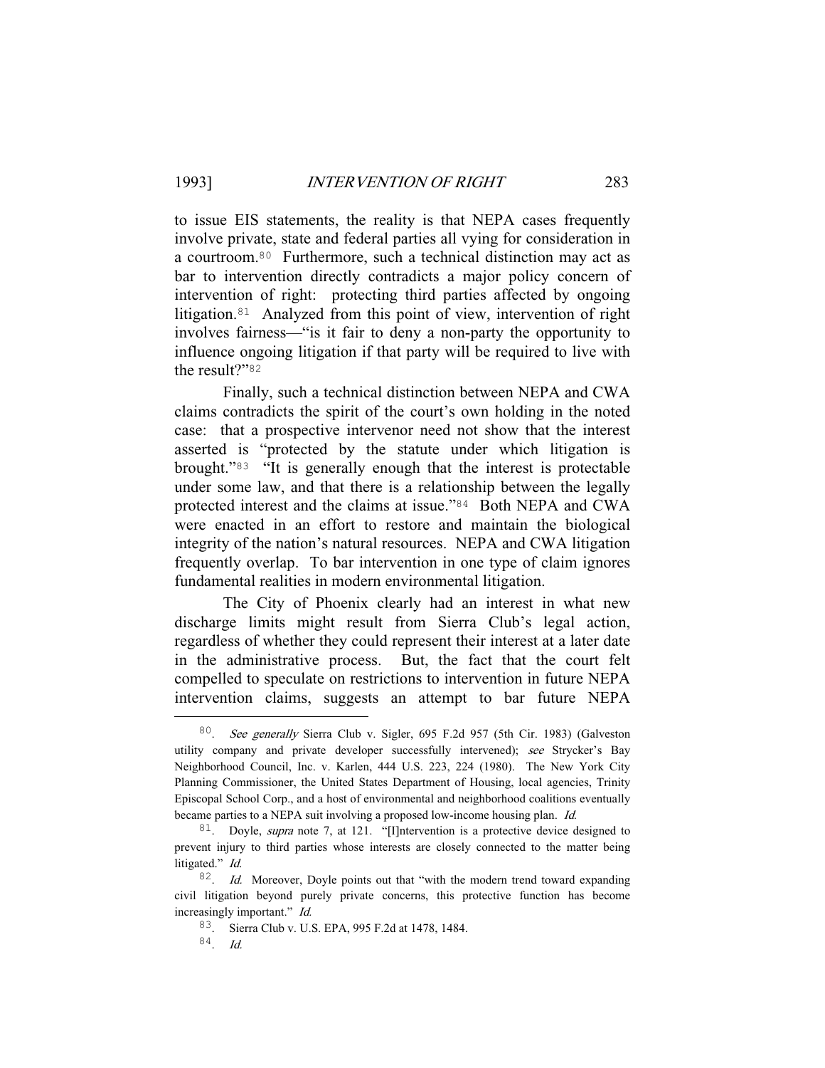to issue EIS statements, the reality is that NEPA cases frequently involve private, state and federal parties all vying for consideration in a courtroom.[80] Furthermore, such a technical distinction may act as bar to intervention directly contradicts a major policy concern of intervention of right: protecting third parties affected by ongoing litigation.[81] Analyzed from this point of view, intervention of right involves fairness—"is it fair to deny a non-party the opportunity to influence ongoing litigation if that party will be required to live with the result?"[82]

Finally, such a technical distinction between NEPA and CWA claims contradicts the spirit of the court's own holding in the noted case: that a prospective intervenor need not show that the interest asserted is "protected by the statute under which litigation is brought."[83] "It is generally enough that the interest is protectable under some law, and that there is a relationship between the legally protected interest and the claims at issue."[84] Both NEPA and CWA were enacted in an effort to restore and maintain the biological integrity of the nation's natural resources. NEPA and CWA litigation frequently overlap. To bar intervention in one type of claim ignores fundamental realities in modern environmental litigation.

The City of Phoenix clearly had an interest in what new discharge limits might result from Sierra Club's legal action, regardless of whether they could represent their interest at a later date in the administrative process. But, the fact that the court felt compelled to speculate on restrictions to intervention in future NEPA intervention claims, suggests an attempt to bar future NEPA

---

80. *See generally* Sierra Club v. Sigler, 695 F.2d 957 (5th Cir. 1983) (Galveston utility company and private developer successfully intervened); *see* Strycker's Bay Neighborhood Council, Inc. v. Karlen, 444 U.S. 223, 224 (1980). The New York City Planning Commissioner, the United States Department of Housing, local agencies, Trinity Episcopal School Corp., and a host of environmental and neighborhood coalitions eventually became parties to a NEPA suit involving a proposed low-income housing plan. *Id.*

81. Doyle, *supra* note 7, at 121. "[I]ntervention is a protective device designed to prevent injury to third parties whose interests are closely connected to the matter being litigated." *Id.*

82. *Id.* Moreover, Doyle points out that "with the modern trend toward expanding civil litigation beyond purely private concerns, this protective function has become increasingly important." *Id.*

83. Sierra Club v. U.S. EPA, 995 F.2d at 1478, 1484.

84. *Id.*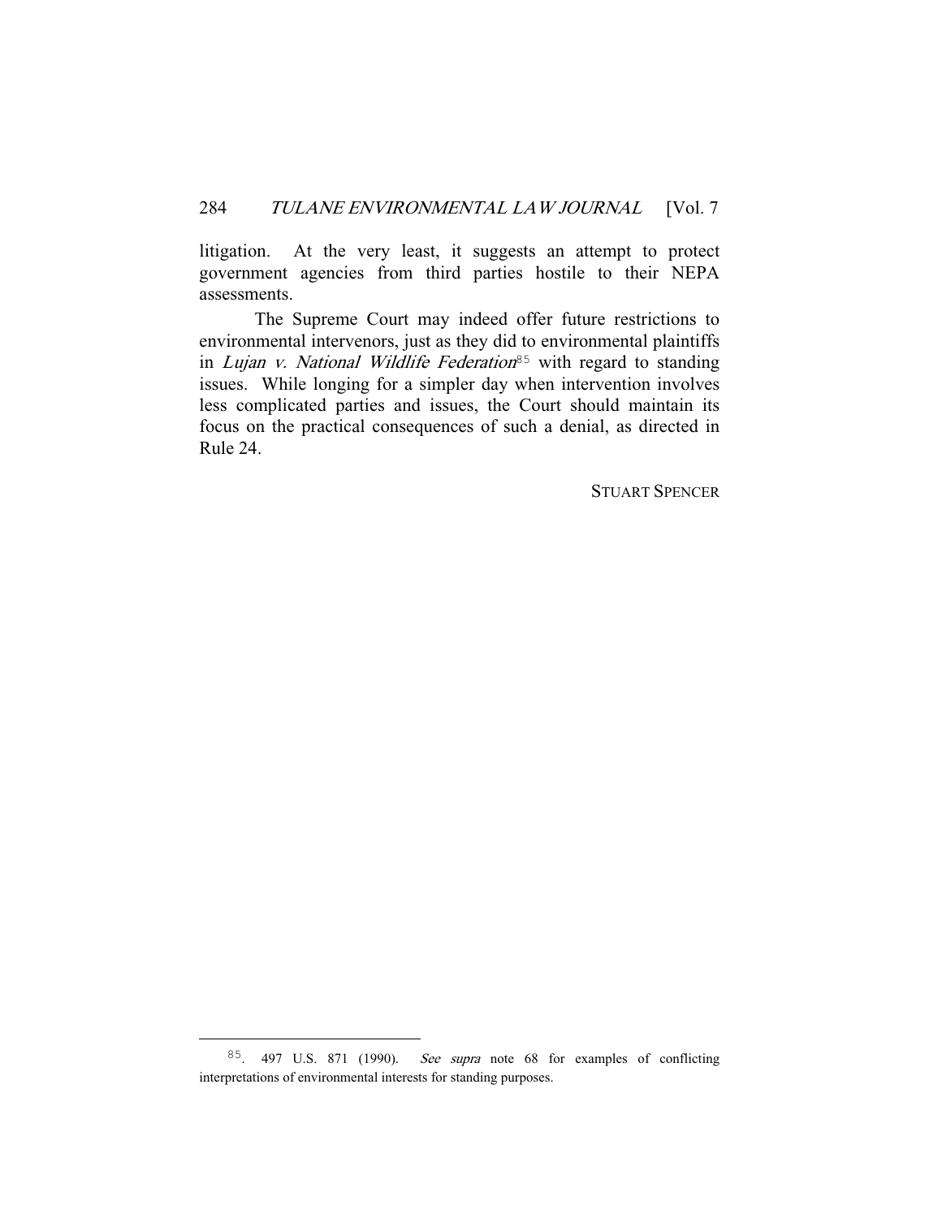litigation. At the very least, it suggests an attempt to protect government agencies from third parties hostile to their NEPA assessments.

The Supreme Court may indeed offer future restrictions to environmental intervenors, just as they did to environmental plaintiffs in *Lujan v. National Wildlife Federation*[85] with regard to standing issues. While longing for a simpler day when intervention involves less complicated parties and issues, the Court should maintain its focus on the practical consequences of such a denial, as directed in Rule 24.

STUART SPENCER

---

85. 497 U.S. 871 (1990). *See supra* note 68 for examples of conflicting interpretations of environmental interests for standing purposes.